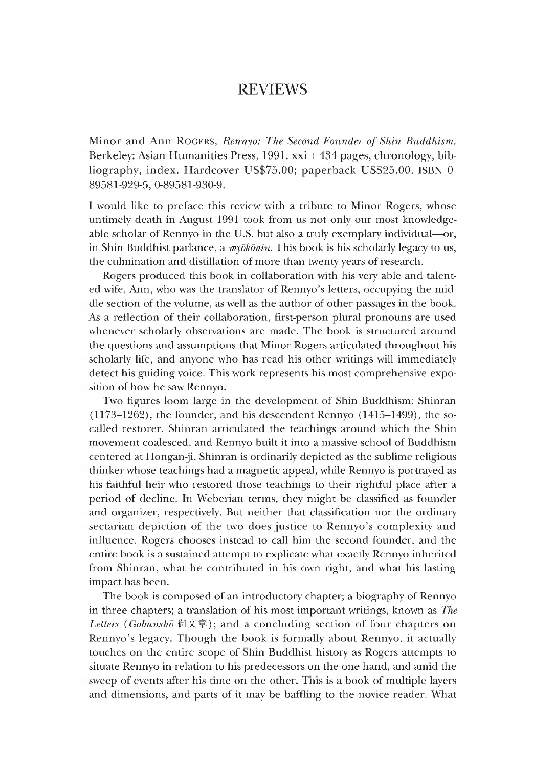# REVIEWS

Minor and Ann Rogers, *Rennyo: The Second Founder of Shin Buddhism.* Berkeley: Asian Humanities Press, 1991. xxi + 434 pages, chronology, bibliography, index. Hardcover US$75.00; paperback US$25.00. ISBN 0-89581-929-5, 0-89581-930-9.

I would like to preface this review with a tribute to Minor Rogers, whose untimely death in August 1991 took from us not only our most knowledgeable scholar of Rennyo in the U.S. but also a truly exemplary individual—or, in Shin Buddhist parlance, a *myōkōnin.* This book is his scholarly legacy to us, the culmination and distillation of more than twenty years of research.

Rogers produced this book in collaboration with his very able and talented wife, Ann, who was the translator of Rennyo's letters, occupying the middle section of the volume, as well as the author of other passages in the book. As a reflection of their collaboration, first-person plural pronouns are used whenever scholarly observations are made. The book is structured around the questions and assumptions that Minor Rogers articulated throughout his scholarly life, and anyone who has read his other writings will immediately detect his guiding voice. This work represents his most comprehensive exposition of how he saw Rennyo.

Two figures loom large in the development of Shin Buddhism: Shinran (1173–1262), the founder, and his descendent Rennyo (1415–1499), the so-called restorer. Shinran articulated the teachings around which the Shin movement coalesced, and Rennyo built it into a massive school of Buddhism centered at Hongan-ji. Shinran is ordinarily depicted as the sublime religious thinker whose teachings had a magnetic appeal, while Rennyo is portrayed as his faithful heir who restored those teachings to their rightful place after a period of decline. In Weberian terms, they might be classified as founder and organizer, respectively. But neither that classification nor the ordinary sectarian depiction of the two does justice to Rennyo's complexity and influence. Rogers chooses instead to call him the second founder, and the entire book is a sustained attempt to explicate what exactly Rennyo inherited from Shinran, what he contributed in his own right, and what his lasting impact has been.

The book is composed of an introductory chapter; a biography of Rennyo in three chapters; a translation of his most important writings, known as *The Letters* (*Gobunshō* 御文章); and a concluding section of four chapters on Rennyo's legacy. Though the book is formally about Rennyo, it actually touches on the entire scope of Shin Buddhist history as Rogers attempts to situate Rennyo in relation to his predecessors on the one hand, and amid the sweep of events after his time on the other. This is a book of multiple layers and dimensions, and parts of it may be baffling to the novice reader. What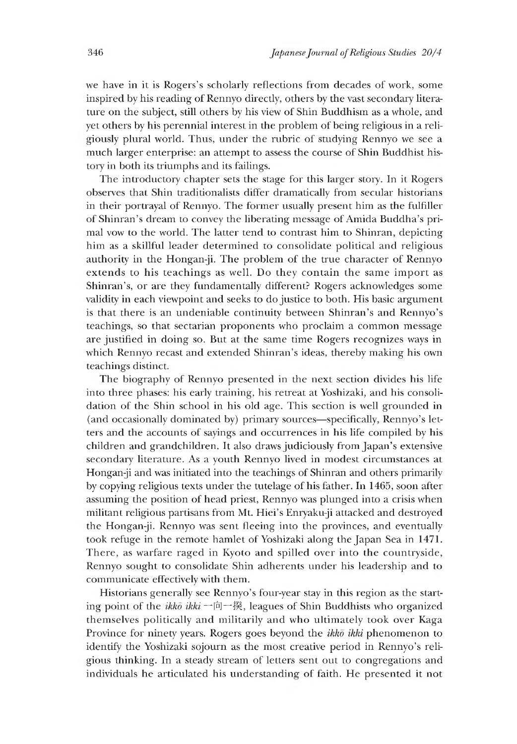we have in it is Rogers's scholarly reflections from decades of work, some inspired by his reading of Rennyo directly, others by the vast secondary literature on the subject, still others by his view of Shin Buddhism as a whole, and yet others by his perennial interest in the problem of being religious in a religiously plural world. Thus, under the rubric of studying Rennyo we see a much larger enterprise: an attempt to assess the course of Shin Buddhist history in both its triumphs and its failings.

The introductory chapter sets the stage for this larger story. In it Rogers observes that Shin traditionalists differ dramatically from secular historians in their portrayal of Rennyo. The former usually present him as the fulfiller of Shinran's dream to convey the liberating message of Amida Buddha's primal vow to the world. The latter tend to contrast him to Shinran, depicting him as a skillful leader determined to consolidate political and religious authority in the Hongan-ji. The problem of the true character of Rennyo extends to his teachings as well. Do they contain the same import as Shinran's, or are they fundamentally different? Rogers acknowledges some validity in each viewpoint and seeks to do justice to both. His basic argument is that there is an undeniable continuity between Shinran's and Rennyo's teachings, so that sectarian proponents who proclaim a common message are justified in doing so. But at the same time Rogers recognizes ways in which Rennyo recast and extended Shinran's ideas, thereby making his own teachings distinct.

The biography of Rennyo presented in the next section divides his life into three phases: his early training, his retreat at Yoshizaki, and his consolidation of the Shin school in his old age. This section is well grounded in (and occasionally dominated by) primary sources—specifically, Rennyo's letters and the accounts of sayings and occurrences in his life compiled by his children and grandchildren. It also draws judiciously from Japan's extensive secondary literature. As a youth Rennyo lived in modest circumstances at Hongan-ji and was initiated into the teachings of Shinran and others primarily by copying religious texts under the tutelage of his father. In 1465, soon after assuming the position of head priest, Rennyo was plunged into a crisis when militant religious partisans from Mt. Hiei's Enryaku-ji attacked and destroyed the Hongan-ji. Rennyo was sent fleeing into the provinces, and eventually took refuge in the remote hamlet of Yoshizaki along the Japan Sea in 1471. There, as warfare raged in Kyoto and spilled over into the countryside, Rennyo sought to consolidate Shin adherents under his leadership and to communicate effectively with them.

Historians generally see Rennyo's four-year stay in this region as the starting point of the *ikkō ikki* 一向一揆, leagues of Shin Buddhists who organized themselves politically and militarily and who ultimately took over Kaga Province for ninety years. Rogers goes beyond the *ikkō ikki* phenomenon to identify the Yoshizaki sojourn as the most creative period in Rennyo's religious thinking. In a steady stream of letters sent out to congregations and individuals he articulated his understanding of faith. He presented it not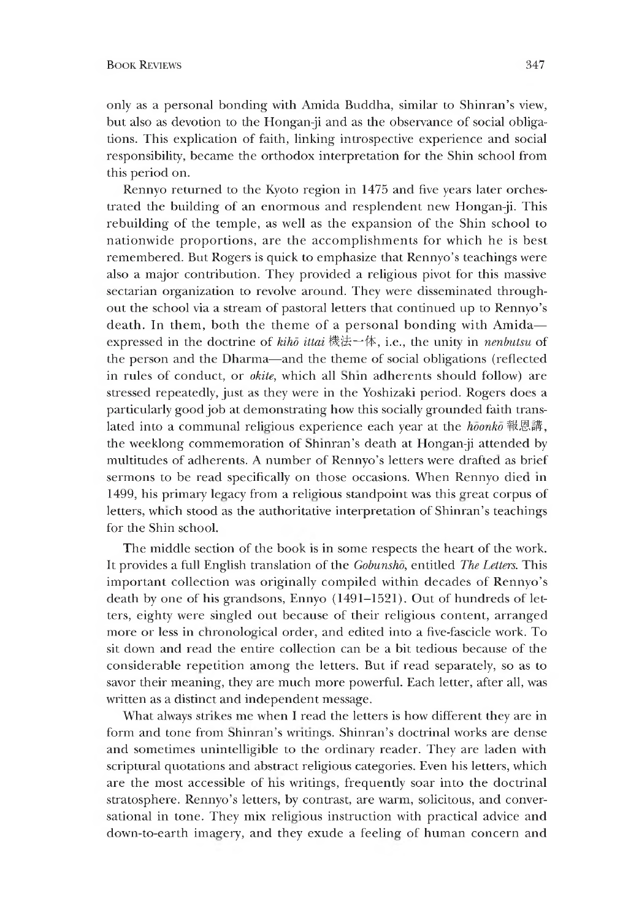only as a personal bonding with Amida Buddha, similar to Shinran's view, but also as devotion to the Hongan-ji and as the observance of social obligations. This explication of faith, linking introspective experience and social responsibility, became the orthodox interpretation for the Shin school from this period on.

Rennyo returned to the Kyoto region in 1475 and five years later orchestrated the building of an enormous and resplendent new Hongan-ji. This rebuilding of the temple, as well as the expansion of the Shin school to nationwide proportions, are the accomplishments for which he is best remembered. But Rogers is quick to emphasize that Rennyo's teachings were also a major contribution. They provided a religious pivot for this massive sectarian organization to revolve around. They were disseminated throughout the school via a stream of pastoral letters that continued up to Rennyo's death. In them, both the theme of a personal bonding with Amida—expressed in the doctrine of *kihō ittai* 機法一体, i.e., the unity in *nenbutsu* of the person and the Dharma—and the theme of social obligations (reflected in rules of conduct, or *okite*, which all Shin adherents should follow) are stressed repeatedly, just as they were in the Yoshizaki period. Rogers does a particularly good job at demonstrating how this socially grounded faith translated into a communal religious experience each year at the *hōonkō* 報恩講, the weeklong commemoration of Shinran's death at Hongan-ji attended by multitudes of adherents. A number of Rennyo's letters were drafted as brief sermons to be read specifically on those occasions. When Rennyo died in 1499, his primary legacy from a religious standpoint was this great corpus of letters, which stood as the authoritative interpretation of Shinran's teachings for the Shin school.

The middle section of the book is in some respects the heart of the work. It provides a full English translation of the *Gobunshō*, entitled *The Letters*. This important collection was originally compiled within decades of Rennyo's death by one of his grandsons, Ennyo (1491–1521). Out of hundreds of letters, eighty were singled out because of their religious content, arranged more or less in chronological order, and edited into a five-fascicle work. To sit down and read the entire collection can be a bit tedious because of the considerable repetition among the letters. But if read separately, so as to savor their meaning, they are much more powerful. Each letter, after all, was written as a distinct and independent message.

What always strikes me when I read the letters is how different they are in form and tone from Shinran's writings. Shinran's doctrinal works are dense and sometimes unintelligible to the ordinary reader. They are laden with scriptural quotations and abstract religious categories. Even his letters, which are the most accessible of his writings, frequently soar into the doctrinal stratosphere. Rennyo's letters, by contrast, are warm, solicitous, and conversational in tone. They mix religious instruction with practical advice and down-to-earth imagery, and they exude a feeling of human concern and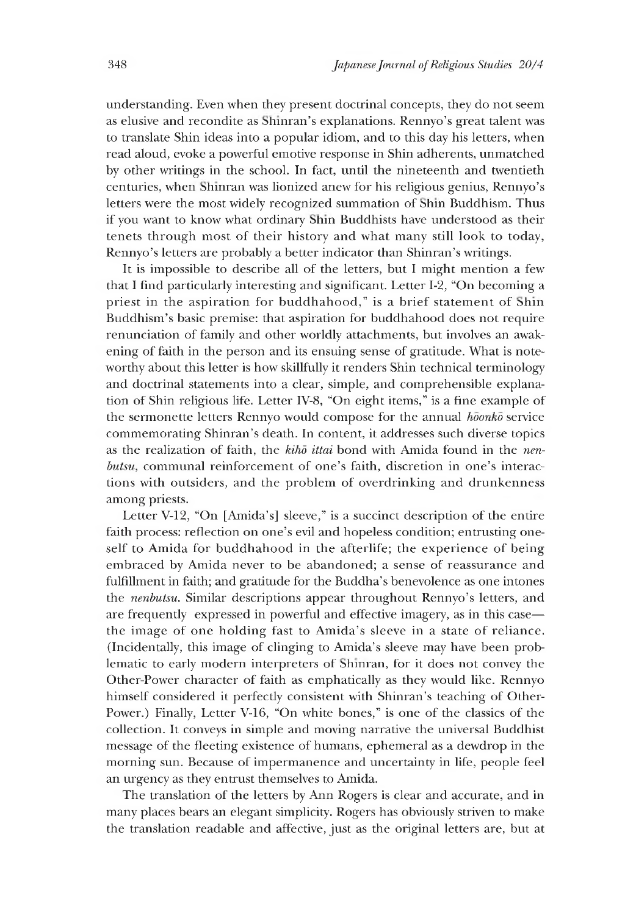understanding. Even when they present doctrinal concepts, they do not seem as elusive and recondite as Shinran's explanations. Rennyo's great talent was to translate Shin ideas into a popular idiom, and to this day his letters, when read aloud, evoke a powerful emotive response in Shin adherents, unmatched by other writings in the school. In fact, until the nineteenth and twentieth centuries, when Shinran was lionized anew for his religious genius, Rennyo's letters were the most widely recognized summation of Shin Buddhism. Thus if you want to know what ordinary Shin Buddhists have understood as their tenets through most of their history and what many still look to today, Rennyo's letters are probably a better indicator than Shinran's writings.

It is impossible to describe all of the letters, but I might mention a few that I find particularly interesting and significant. Letter I-2, "On becoming a priest in the aspiration for buddhahood," is a brief statement of Shin Buddhism's basic premise: that aspiration for buddhahood does not require renunciation of family and other worldly attachments, but involves an awakening of faith in the person and its ensuing sense of gratitude. What is noteworthy about this letter is how skillfully it renders Shin technical terminology and doctrinal statements into a clear, simple, and comprehensible explanation of Shin religious life. Letter IV-8, "On eight items," is a fine example of the sermonette letters Rennyo would compose for the annual *hōonkō* service commemorating Shinran's death. In content, it addresses such diverse topics as the realization of faith, the *kihō ittai* bond with Amida found in the *nenbutsu*, communal reinforcement of one's faith, discretion in one's interactions with outsiders, and the problem of overdrinking and drunkenness among priests.

Letter V-12, "On [Amida's] sleeve," is a succinct description of the entire faith process: reflection on one's evil and hopeless condition; entrusting oneself to Amida for buddhahood in the afterlife; the experience of being embraced by Amida never to be abandoned; a sense of reassurance and fulfillment in faith; and gratitude for the Buddha's benevolence as one intones the *nenbutsu*. Similar descriptions appear throughout Rennyo's letters, and are frequently expressed in powerful and effective imagery, as in this case—the image of one holding fast to Amida's sleeve in a state of reliance. (Incidentally, this image of clinging to Amida's sleeve may have been problematic to early modern interpreters of Shinran, for it does not convey the Other-Power character of faith as emphatically as they would like. Rennyo himself considered it perfectly consistent with Shinran's teaching of Other-Power.) Finally, Letter V-16, "On white bones," is one of the classics of the collection. It conveys in simple and moving narrative the universal Buddhist message of the fleeting existence of humans, ephemeral as a dewdrop in the morning sun. Because of impermanence and uncertainty in life, people feel an urgency as they entrust themselves to Amida.

The translation of the letters by Ann Rogers is clear and accurate, and in many places bears an elegant simplicity. Rogers has obviously striven to make the translation readable and affective, just as the original letters are, but at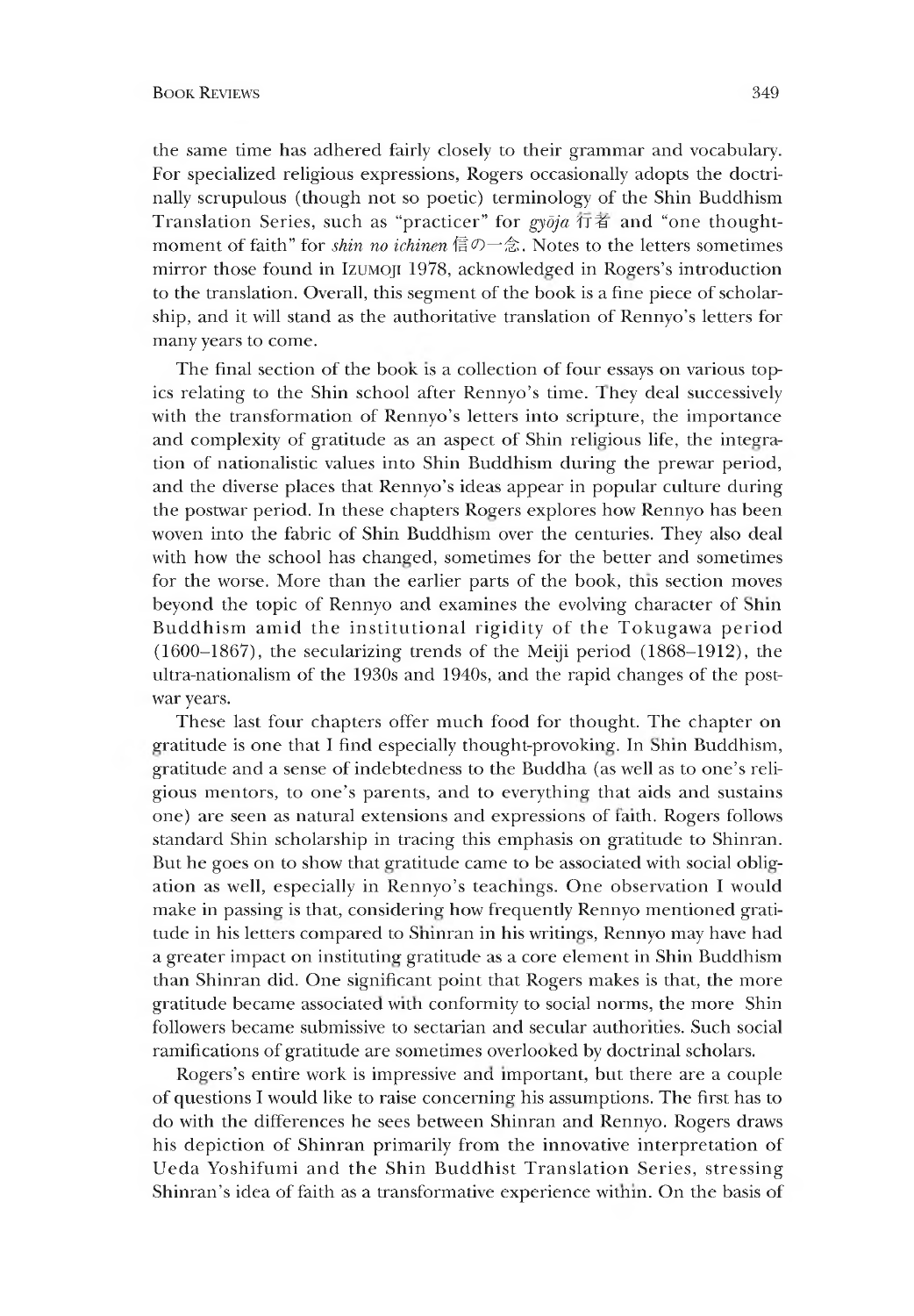the same time has adhered fairly closely to their grammar and vocabulary. For specialized religious expressions, Rogers occasionally adopts the doctrinally scrupulous (though not so poetic) terminology of the Shin Buddhism Translation Series, such as "practicer" for *gyōja* 行者 and "one thought-moment of faith" for *shin no ichinen* 信の一念. Notes to the letters sometimes mirror those found in Izumoji 1978, acknowledged in Rogers's introduction to the translation. Overall, this segment of the book is a fine piece of scholarship, and it will stand as the authoritative translation of Rennyo's letters for many years to come.

The final section of the book is a collection of four essays on various topics relating to the Shin school after Rennyo's time. They deal successively with the transformation of Rennyo's letters into scripture, the importance and complexity of gratitude as an aspect of Shin religious life, the integration of nationalistic values into Shin Buddhism during the prewar period, and the diverse places that Rennyo's ideas appear in popular culture during the postwar period. In these chapters Rogers explores how Rennyo has been woven into the fabric of Shin Buddhism over the centuries. They also deal with how the school has changed, sometimes for the better and sometimes for the worse. More than the earlier parts of the book, this section moves beyond the topic of Rennyo and examines the evolving character of Shin Buddhism amid the institutional rigidity of the Tokugawa period (1600–1867), the secularizing trends of the Meiji period (1868–1912), the ultra-nationalism of the 1930s and 1940s, and the rapid changes of the postwar years.

These last four chapters offer much food for thought. The chapter on gratitude is one that I find especially thought-provoking. In Shin Buddhism, gratitude and a sense of indebtedness to the Buddha (as well as to one's religious mentors, to one's parents, and to everything that aids and sustains one) are seen as natural extensions and expressions of faith. Rogers follows standard Shin scholarship in tracing this emphasis on gratitude to Shinran. But he goes on to show that gratitude came to be associated with social obligation as well, especially in Rennyo's teachings. One observation I would make in passing is that, considering how frequently Rennyo mentioned gratitude in his letters compared to Shinran in his writings, Rennyo may have had a greater impact on instituting gratitude as a core element in Shin Buddhism than Shinran did. One significant point that Rogers makes is that, the more gratitude became associated with conformity to social norms, the more Shin followers became submissive to sectarian and secular authorities. Such social ramifications of gratitude are sometimes overlooked by doctrinal scholars.

Rogers's entire work is impressive and important, but there are a couple of questions I would like to raise concerning his assumptions. The first has to do with the differences he sees between Shinran and Rennyo. Rogers draws his depiction of Shinran primarily from the innovative interpretation of Ueda Yoshifumi and the Shin Buddhist Translation Series, stressing Shinran's idea of faith as a transformative experience within. On the basis of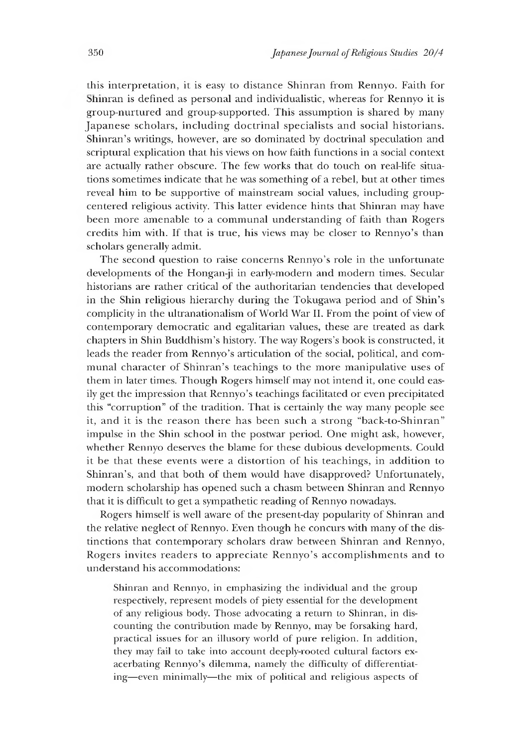this interpretation, it is easy to distance Shinran from Rennyo. Faith for Shinran is defined as personal and individualistic, whereas for Rennyo it is group-nurtured and group-supported. This assumption is shared by many Japanese scholars, including doctrinal specialists and social historians. Shinran's writings, however, are so dominated by doctrinal speculation and scriptural explication that his views on how faith functions in a social context are actually rather obscure. The few works that do touch on real-life situations sometimes indicate that he was something of a rebel, but at other times reveal him to be supportive of mainstream social values, including group-centered religious activity. This latter evidence hints that Shinran may have been more amenable to a communal understanding of faith than Rogers credits him with. If that is true, his views may be closer to Rennyo's than scholars generally admit.

The second question to raise concerns Rennyo's role in the unfortunate developments of the Hongan-ji in early-modern and modern times. Secular historians are rather critical of the authoritarian tendencies that developed in the Shin religious hierarchy during the Tokugawa period and of Shin's complicity in the ultranationalism of World War II. From the point of view of contemporary democratic and egalitarian values, these are treated as dark chapters in Shin Buddhism's history. The way Rogers's book is constructed, it leads the reader from Rennyo's articulation of the social, political, and communal character of Shinran's teachings to the more manipulative uses of them in later times. Though Rogers himself may not intend it, one could easily get the impression that Rennyo's teachings facilitated or even precipitated this "corruption" of the tradition. That is certainly the way many people see it, and it is the reason there has been such a strong "back-to-Shinran" impulse in the Shin school in the postwar period. One might ask, however, whether Rennyo deserves the blame for these dubious developments. Could it be that these events were a distortion of his teachings, in addition to Shinran's, and that both of them would have disapproved? Unfortunately, modern scholarship has opened such a chasm between Shinran and Rennyo that it is difficult to get a sympathetic reading of Rennyo nowadays.

Rogers himself is well aware of the present-day popularity of Shinran and the relative neglect of Rennyo. Even though he concurs with many of the distinctions that contemporary scholars draw between Shinran and Rennyo, Rogers invites readers to appreciate Rennyo's accomplishments and to understand his accommodations:

> Shinran and Rennyo, in emphasizing the individual and the group respectively, represent models of piety essential for the development of any religious body. Those advocating a return to Shinran, in discounting the contribution made by Rennyo, may be forsaking hard, practical issues for an illusory world of pure religion. In addition, they may fail to take into account deeply-rooted cultural factors exacerbating Rennyo's dilemma, namely the difficulty of differentiating—even minimally—the mix of political and religious aspects of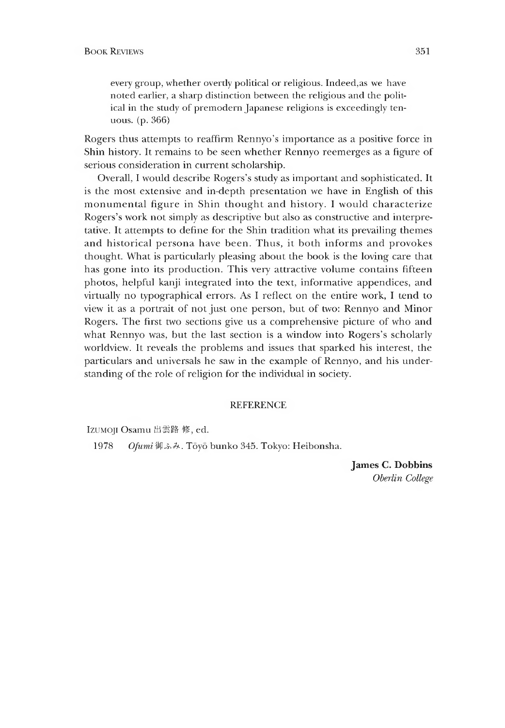> every group, whether overtly political or religious. Indeed,as we have noted earlier, a sharp distinction between the religious and the political in the study of premodern Japanese religions is exceedingly tenuous. (p. 366)

Rogers thus attempts to reaffirm Rennyo's importance as a positive force in Shin history. It remains to be seen whether Rennyo reemerges as a figure of serious consideration in current scholarship.

Overall, I would describe Rogers's study as important and sophisticated. It is the most extensive and in-depth presentation we have in English of this monumental figure in Shin thought and history. I would characterize Rogers's work not simply as descriptive but also as constructive and interpretative. It attempts to define for the Shin tradition what its prevailing themes and historical persona have been. Thus, it both informs and provokes thought. What is particularly pleasing about the book is the loving care that has gone into its production. This very attractive volume contains fifteen photos, helpful kanji integrated into the text, informative appendices, and virtually no typographical errors. As I reflect on the entire work, I tend to view it as a portrait of not just one person, but of two: Rennyo and Minor Rogers. The first two sections give us a comprehensive picture of who and what Rennyo was, but the last section is a window into Rogers's scholarly worldview. It reveals the problems and issues that sparked his interest, the particulars and universals he saw in the example of Rennyo, and his understanding of the role of religion for the individual in society.

## REFERENCE

IZUMOJI Osamu 出雲路 修, ed.

1978 *Ofumi* 御ふみ. Tōyō bunko 345. Tokyo: Heibonsha.

**James C. Dobbins**
*Oberlin College*